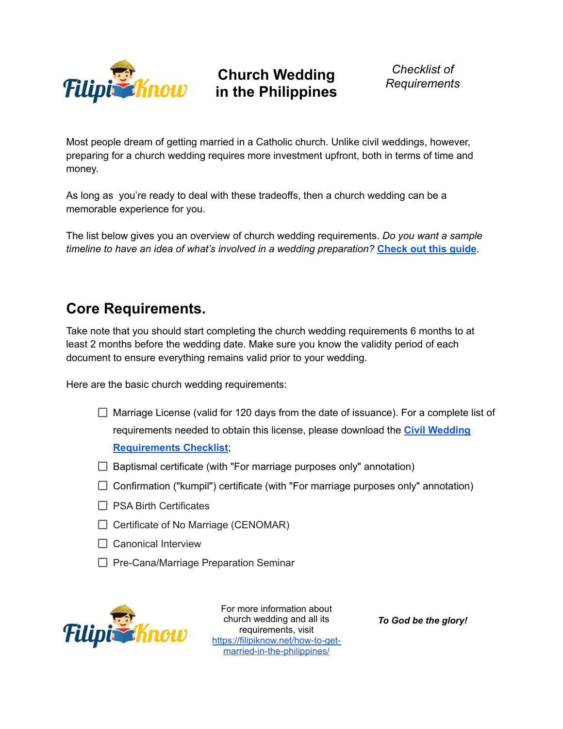# Church Wedding in the Philippines

*Checklist of Requirements*

Most people dream of getting married in a Catholic church. Unlike civil weddings, however, preparing for a church wedding requires more investment upfront, both in terms of time and money.

As long as you're ready to deal with these tradeoffs, then a church wedding can be a memorable experience for you.

The list below gives you an overview of church wedding requirements. *Do you want a sample timeline to have an idea of what's involved in a wedding preparation?* **Check out this guide**.

## Core Requirements.

Take note that you should start completing the church wedding requirements 6 months to at least 2 months before the wedding date. Make sure you know the validity period of each document to ensure everything remains valid prior to your wedding.

Here are the basic church wedding requirements:

- [ ] Marriage License (valid for 120 days from the date of issuance). For a complete list of requirements needed to obtain this license, please download the **Civil Wedding Requirements Checklist**;
- [ ] Baptismal certificate (with "For marriage purposes only" annotation)
- [ ] Confirmation ("kumpil") certificate (with "For marriage purposes only" annotation)
- [ ] PSA Birth Certificates
- [ ] Certificate of No Marriage (CENOMAR)
- [ ] Canonical Interview
- [ ] Pre-Cana/Marriage Preparation Seminar

For more information about church wedding and all its requirements, visit https://filipiknow.net/how-to-get-married-in-the-philippines/

***To God be the glory!***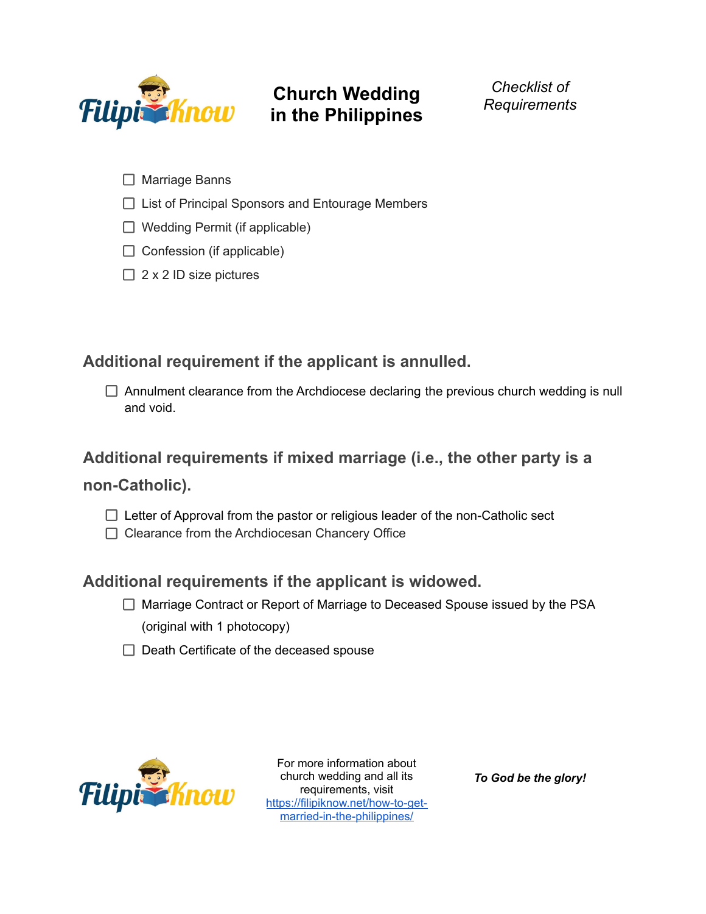- [ ] Marriage Banns
- [ ] List of Principal Sponsors and Entourage Members
- [ ] Wedding Permit (if applicable)
- [ ] Confession (if applicable)
- [ ] 2 x 2 ID size pictures

## Additional requirement if the applicant is annulled.

- [ ] Annulment clearance from the Archdiocese declaring the previous church wedding is null and void.

## Additional requirements if mixed marriage (i.e., the other party is a non-Catholic).

- [ ] Letter of Approval from the pastor or religious leader of the non-Catholic sect
- [ ] Clearance from the Archdiocesan Chancery Office

## Additional requirements if the applicant is widowed.

- [ ] Marriage Contract or Report of Marriage to Deceased Spouse issued by the PSA (original with 1 photocopy)
- [ ] Death Certificate of the deceased spouse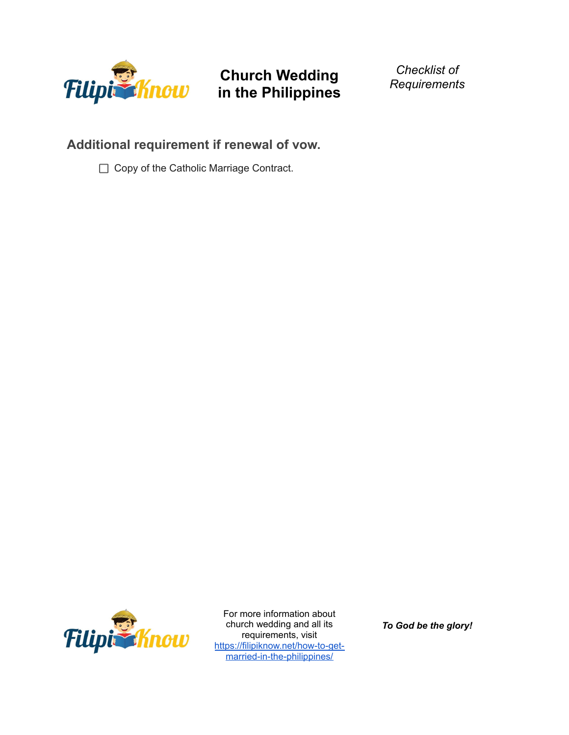## Additional requirement if renewal of vow.

- [ ] Copy of the Catholic Marriage Contract.

For more information about church wedding and all its requirements, visit https://filipiknow.net/how-to-get-married-in-the-philippines/

***To God be the glory!***